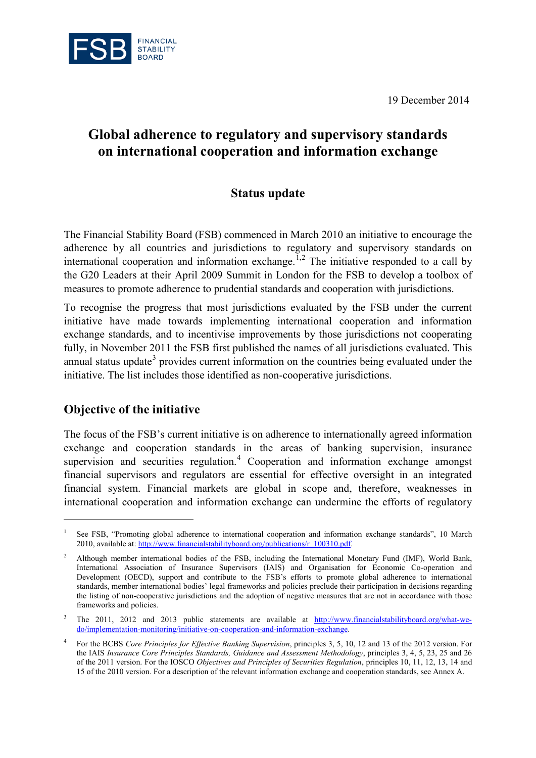FSB FINANCIAL STABILITY BOARD

19 December 2014

# Global adherence to regulatory and supervisory standards on international cooperation and information exchange

## Status update

The Financial Stability Board (FSB) commenced in March 2010 an initiative to encourage the adherence by all countries and jurisdictions to regulatory and supervisory standards on international cooperation and information exchange.[1,2] The initiative responded to a call by the G20 Leaders at their April 2009 Summit in London for the FSB to develop a toolbox of measures to promote adherence to prudential standards and cooperation with jurisdictions.

To recognise the progress that most jurisdictions evaluated by the FSB under the current initiative have made towards implementing international cooperation and information exchange standards, and to incentivise improvements by those jurisdictions not cooperating fully, in November 2011 the FSB first published the names of all jurisdictions evaluated. This annual status update[3] provides current information on the countries being evaluated under the initiative. The list includes those identified as non-cooperative jurisdictions.

## Objective of the initiative

The focus of the FSB's current initiative is on adherence to internationally agreed information exchange and cooperation standards in the areas of banking supervision, insurance supervision and securities regulation.[4] Cooperation and information exchange amongst financial supervisors and regulators are essential for effective oversight in an integrated financial system. Financial markets are global in scope and, therefore, weaknesses in international cooperation and information exchange can undermine the efforts of regulatory

---

[1] See FSB, "Promoting global adherence to international cooperation and information exchange standards", 10 March 2010, available at: http://www.financialstabilityboard.org/publications/r_100310.pdf.

[2] Although member international bodies of the FSB, including the International Monetary Fund (IMF), World Bank, International Association of Insurance Supervisors (IAIS) and Organisation for Economic Co-operation and Development (OECD), support and contribute to the FSB's efforts to promote global adherence to international standards, member international bodies' legal frameworks and policies preclude their participation in decisions regarding the listing of non-cooperative jurisdictions and the adoption of negative measures that are not in accordance with those frameworks and policies.

[3] The 2011, 2012 and 2013 public statements are available at http://www.financialstabilityboard.org/what-we-do/implementation-monitoring/initiative-on-cooperation-and-information-exchange.

[4] For the BCBS *Core Principles for Effective Banking Supervision*, principles 3, 5, 10, 12 and 13 of the 2012 version. For the IAIS *Insurance Core Principles Standards, Guidance and Assessment Methodology*, principles 3, 4, 5, 23, 25 and 26 of the 2011 version. For the IOSCO *Objectives and Principles of Securities Regulation*, principles 10, 11, 12, 13, 14 and 15 of the 2010 version. For a description of the relevant information exchange and cooperation standards, see Annex A.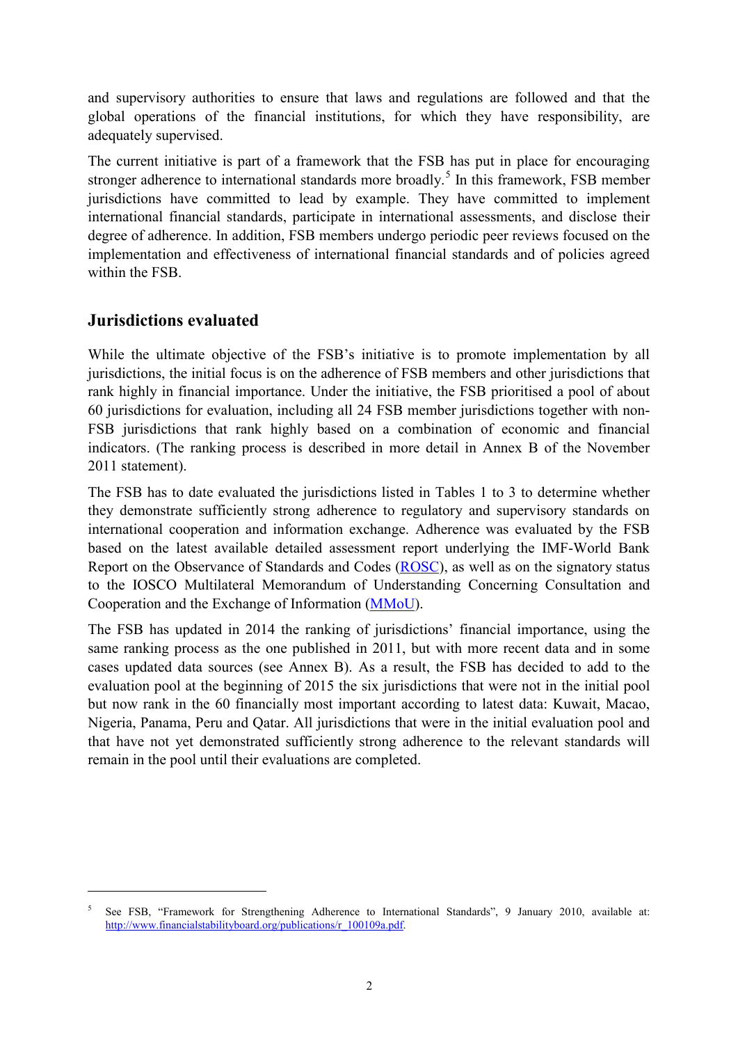and supervisory authorities to ensure that laws and regulations are followed and that the global operations of the financial institutions, for which they have responsibility, are adequately supervised.

The current initiative is part of a framework that the FSB has put in place for encouraging stronger adherence to international standards more broadly.[5] In this framework, FSB member jurisdictions have committed to lead by example. They have committed to implement international financial standards, participate in international assessments, and disclose their degree of adherence. In addition, FSB members undergo periodic peer reviews focused on the implementation and effectiveness of international financial standards and of policies agreed within the FSB.

## Jurisdictions evaluated

While the ultimate objective of the FSB's initiative is to promote implementation by all jurisdictions, the initial focus is on the adherence of FSB members and other jurisdictions that rank highly in financial importance. Under the initiative, the FSB prioritised a pool of about 60 jurisdictions for evaluation, including all 24 FSB member jurisdictions together with non-FSB jurisdictions that rank highly based on a combination of economic and financial indicators. (The ranking process is described in more detail in Annex B of the November 2011 statement).

The FSB has to date evaluated the jurisdictions listed in Tables 1 to 3 to determine whether they demonstrate sufficiently strong adherence to regulatory and supervisory standards on international cooperation and information exchange. Adherence was evaluated by the FSB based on the latest available detailed assessment report underlying the IMF-World Bank Report on the Observance of Standards and Codes (ROSC), as well as on the signatory status to the IOSCO Multilateral Memorandum of Understanding Concerning Consultation and Cooperation and the Exchange of Information (MMoU).

The FSB has updated in 2014 the ranking of jurisdictions' financial importance, using the same ranking process as the one published in 2011, but with more recent data and in some cases updated data sources (see Annex B). As a result, the FSB has decided to add to the evaluation pool at the beginning of 2015 the six jurisdictions that were not in the initial pool but now rank in the 60 financially most important according to latest data: Kuwait, Macao, Nigeria, Panama, Peru and Qatar. All jurisdictions that were in the initial evaluation pool and that have not yet demonstrated sufficiently strong adherence to the relevant standards will remain in the pool until their evaluations are completed.

---

[5] See FSB, "Framework for Strengthening Adherence to International Standards", 9 January 2010, available at: http://www.financialstabilityboard.org/publications/r_100109a.pdf.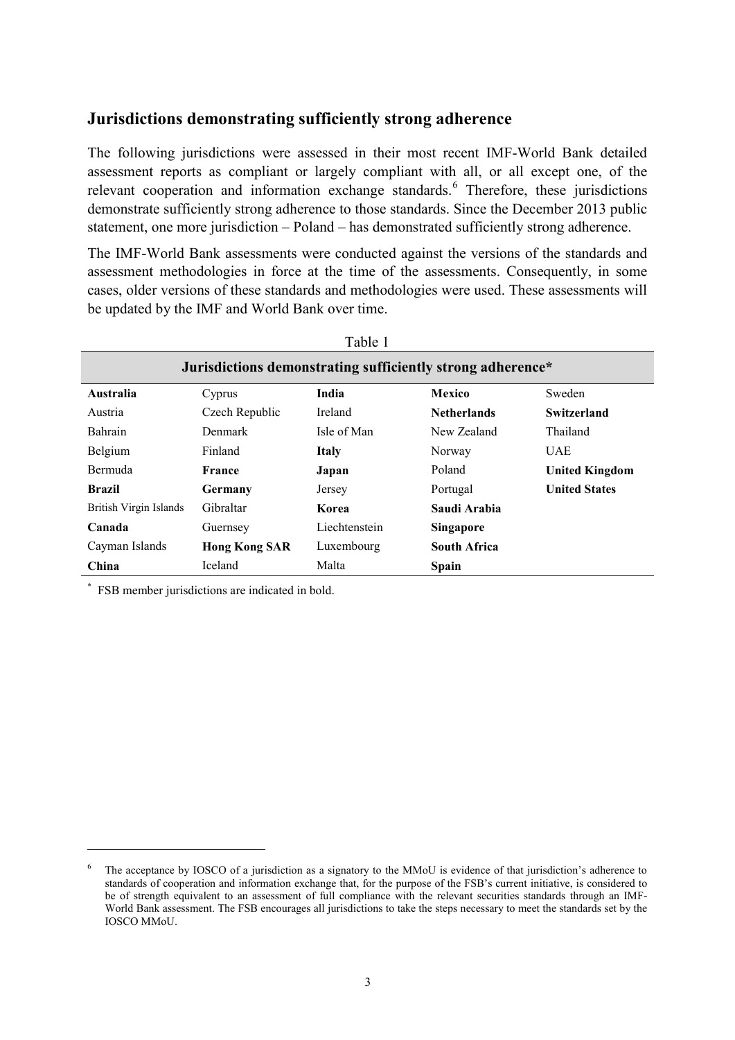## Jurisdictions demonstrating sufficiently strong adherence

The following jurisdictions were assessed in their most recent IMF-World Bank detailed assessment reports as compliant or largely compliant with all, or all except one, of the relevant cooperation and information exchange standards.[6] Therefore, these jurisdictions demonstrate sufficiently strong adherence to those standards. Since the December 2013 public statement, one more jurisdiction – Poland – has demonstrated sufficiently strong adherence.

The IMF-World Bank assessments were conducted against the versions of the standards and assessment methodologies in force at the time of the assessments. Consequently, in some cases, older versions of these standards and methodologies were used. These assessments will be updated by the IMF and World Bank over time.

Table 1

| Jurisdictions demonstrating sufficiently strong adherence* | | | | |
|---|---|---|---|---|
| **Australia** | Cyprus | **India** | **Mexico** | Sweden |
| Austria | Czech Republic | Ireland | **Netherlands** | **Switzerland** |
| Bahrain | Denmark | Isle of Man | New Zealand | Thailand |
| Belgium | Finland | **Italy** | Norway | UAE |
| Bermuda | **France** | **Japan** | Poland | **United Kingdom** |
| **Brazil** | **Germany** | Jersey | Portugal | **United States** |
| British Virgin Islands | Gibraltar | **Korea** | **Saudi Arabia** | |
| **Canada** | Guernsey | Liechtenstein | **Singapore** | |
| Cayman Islands | **Hong Kong SAR** | Luxembourg | **South Africa** | |
| **China** | Iceland | Malta | **Spain** | |

* FSB member jurisdictions are indicated in bold.

[6] The acceptance by IOSCO of a jurisdiction as a signatory to the MMoU is evidence of that jurisdiction's adherence to standards of cooperation and information exchange that, for the purpose of the FSB's current initiative, is considered to be of strength equivalent to an assessment of full compliance with the relevant securities standards through an IMF-World Bank assessment. The FSB encourages all jurisdictions to take the steps necessary to meet the standards set by the IOSCO MMoU.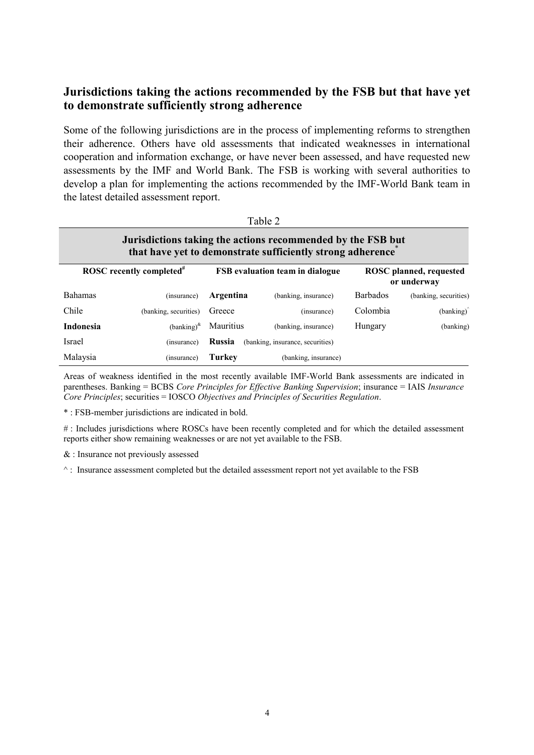## Jurisdictions taking the actions recommended by the FSB but that have yet to demonstrate sufficiently strong adherence

Some of the following jurisdictions are in the process of implementing reforms to strengthen their adherence. Others have old assessments that indicated weaknesses in international cooperation and information exchange, or have never been assessed, and have requested new assessments by the IMF and World Bank. The FSB is working with several authorities to develop a plan for implementing the actions recommended by the IMF-World Bank team in the latest detailed assessment report.

Table 2

**Jurisdictions taking the actions recommended by the FSB but that have yet to demonstrate sufficiently strong adherence***

| ROSC recently completed# | | FSB evaluation team in dialogue | | ROSC planned, requested or underway | |
|---|---|---|---|---|---|
| Bahamas | (insurance) | **Argentina** | (banking, insurance) | Barbados | (banking, securities) |
| Chile | (banking, securities) | Greece | (insurance) | Colombia | (banking)^ |
| **Indonesia** | (banking)& | Mauritius | (banking, insurance) | Hungary | (banking) |
| Israel | (insurance) | **Russia** | (banking, insurance, securities) | | |
| Malaysia | (insurance) | **Turkey** | (banking, insurance) | | |

Areas of weakness identified in the most recently available IMF-World Bank assessments are indicated in parentheses. Banking = BCBS *Core Principles for Effective Banking Supervision*; insurance = IAIS *Insurance Core Principles*; securities = IOSCO *Objectives and Principles of Securities Regulation*.

* : FSB-member jurisdictions are indicated in bold.

# : Includes jurisdictions where ROSCs have been recently completed and for which the detailed assessment reports either show remaining weaknesses or are not yet available to the FSB.

& : Insurance not previously assessed

^ : Insurance assessment completed but the detailed assessment report not yet available to the FSB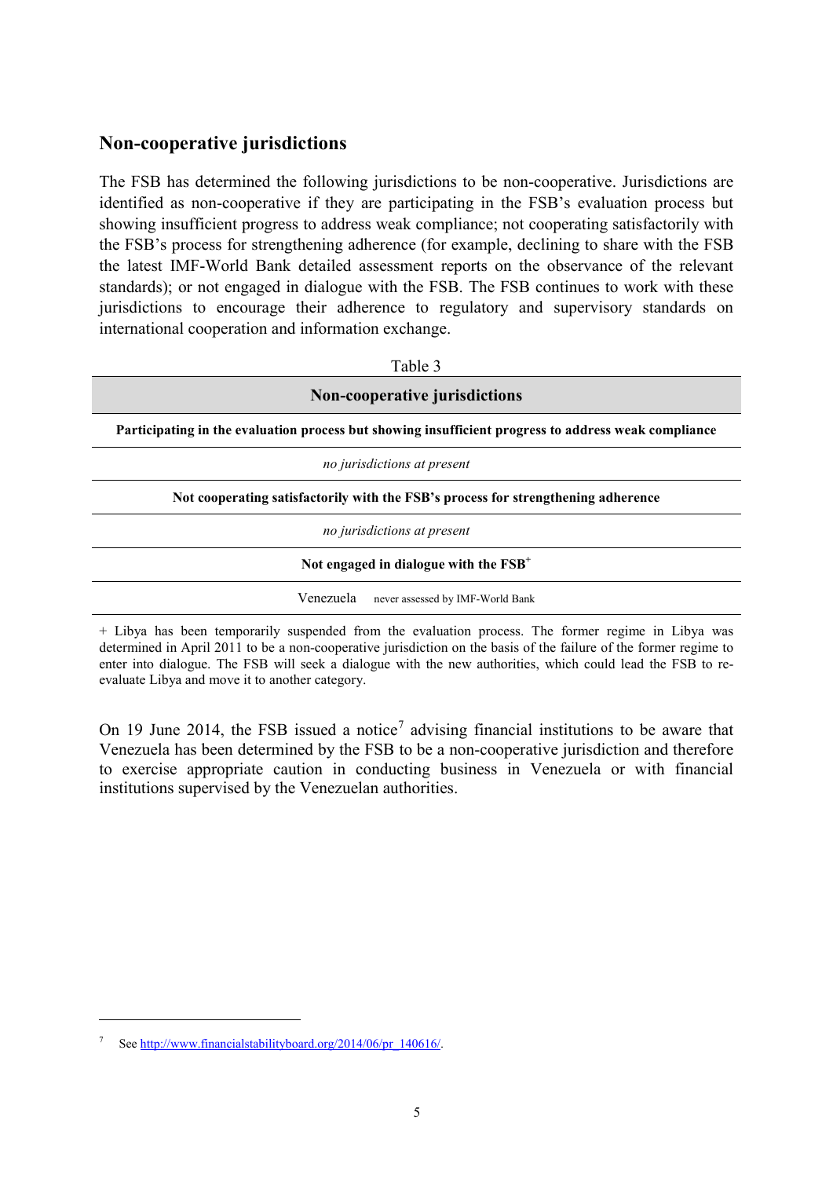## Non-cooperative jurisdictions

The FSB has determined the following jurisdictions to be non-cooperative. Jurisdictions are identified as non-cooperative if they are participating in the FSB's evaluation process but showing insufficient progress to address weak compliance; not cooperating satisfactorily with the FSB's process for strengthening adherence (for example, declining to share with the FSB the latest IMF-World Bank detailed assessment reports on the observance of the relevant standards); or not engaged in dialogue with the FSB. The FSB continues to work with these jurisdictions to encourage their adherence to regulatory and supervisory standards on international cooperation and information exchange.

Table 3

| **Non-cooperative jurisdictions** | |
|---|---|
| **Participating in the evaluation process but showing insufficient progress to address weak compliance** | |
| *no jurisdictions at present* | |
| **Not cooperating satisfactorily with the FSB's process for strengthening adherence** | |
| *no jurisdictions at present* | |
| **Not engaged in dialogue with the FSB+** | |
| Venezuela | never assessed by IMF-World Bank |

\+ Libya has been temporarily suspended from the evaluation process. The former regime in Libya was determined in April 2011 to be a non-cooperative jurisdiction on the basis of the failure of the former regime to enter into dialogue. The FSB will seek a dialogue with the new authorities, which could lead the FSB to re-evaluate Libya and move it to another category.

On 19 June 2014, the FSB issued a notice[7] advising financial institutions to be aware that Venezuela has been determined by the FSB to be a non-cooperative jurisdiction and therefore to exercise appropriate caution in conducting business in Venezuela or with financial institutions supervised by the Venezuelan authorities.

---

[7] See http://www.financialstabilityboard.org/2014/06/pr_140616/.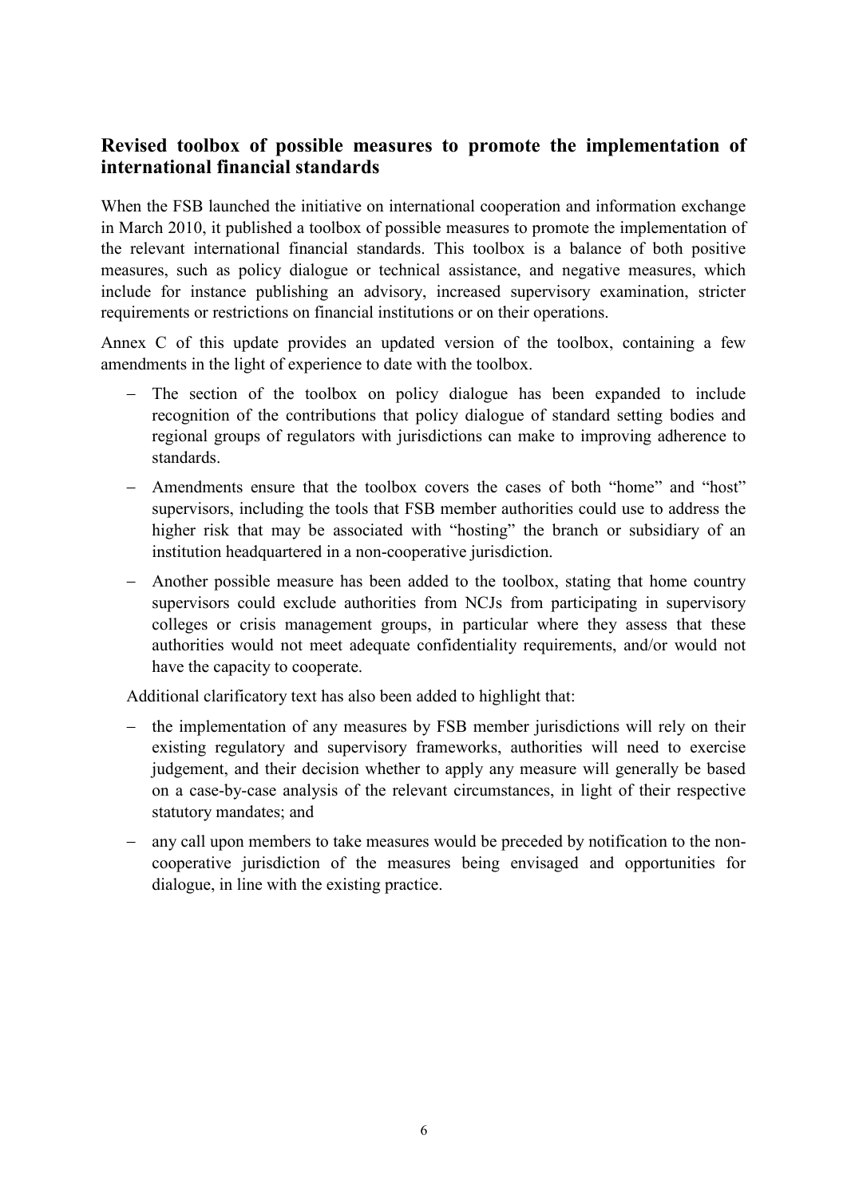## Revised toolbox of possible measures to promote the implementation of international financial standards

When the FSB launched the initiative on international cooperation and information exchange in March 2010, it published a toolbox of possible measures to promote the implementation of the relevant international financial standards. This toolbox is a balance of both positive measures, such as policy dialogue or technical assistance, and negative measures, which include for instance publishing an advisory, increased supervisory examination, stricter requirements or restrictions on financial institutions or on their operations.

Annex C of this update provides an updated version of the toolbox, containing a few amendments in the light of experience to date with the toolbox.

- The section of the toolbox on policy dialogue has been expanded to include recognition of the contributions that policy dialogue of standard setting bodies and regional groups of regulators with jurisdictions can make to improving adherence to standards.
- Amendments ensure that the toolbox covers the cases of both "home" and "host" supervisors, including the tools that FSB member authorities could use to address the higher risk that may be associated with "hosting" the branch or subsidiary of an institution headquartered in a non-cooperative jurisdiction.
- Another possible measure has been added to the toolbox, stating that home country supervisors could exclude authorities from NCJs from participating in supervisory colleges or crisis management groups, in particular where they assess that these authorities would not meet adequate confidentiality requirements, and/or would not have the capacity to cooperate.

Additional clarificatory text has also been added to highlight that:

- the implementation of any measures by FSB member jurisdictions will rely on their existing regulatory and supervisory frameworks, authorities will need to exercise judgement, and their decision whether to apply any measure will generally be based on a case-by-case analysis of the relevant circumstances, in light of their respective statutory mandates; and
- any call upon members to take measures would be preceded by notification to the non-cooperative jurisdiction of the measures being envisaged and opportunities for dialogue, in line with the existing practice.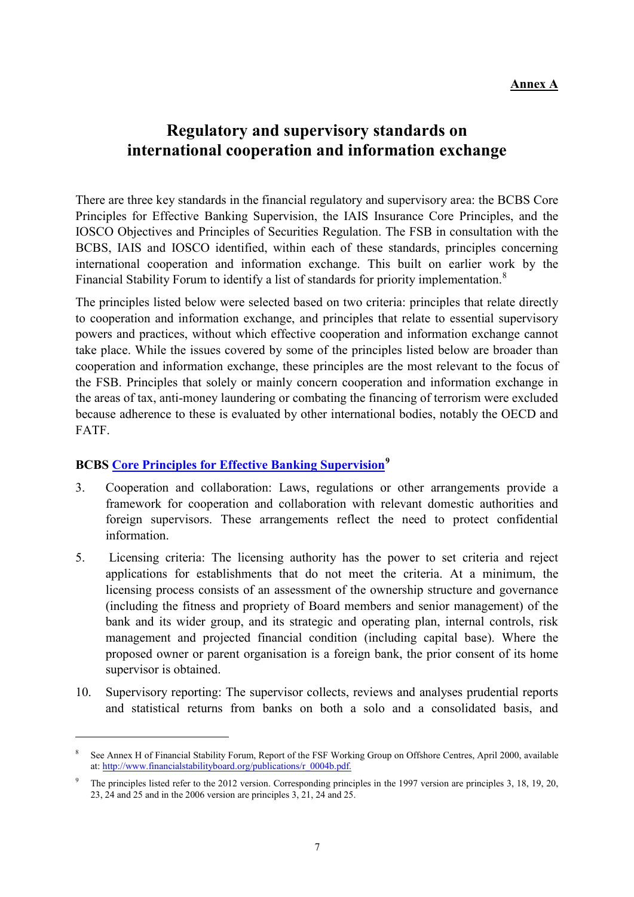**Annex A**

# Regulatory and supervisory standards on international cooperation and information exchange

There are three key standards in the financial regulatory and supervisory area: the BCBS Core Principles for Effective Banking Supervision, the IAIS Insurance Core Principles, and the IOSCO Objectives and Principles of Securities Regulation. The FSB in consultation with the BCBS, IAIS and IOSCO identified, within each of these standards, principles concerning international cooperation and information exchange. This built on earlier work by the Financial Stability Forum to identify a list of standards for priority implementation.[8]

The principles listed below were selected based on two criteria: principles that relate directly to cooperation and information exchange, and principles that relate to essential supervisory powers and practices, without which effective cooperation and information exchange cannot take place. While the issues covered by some of the principles listed below are broader than cooperation and information exchange, these principles are the most relevant to the focus of the FSB. Principles that solely or mainly concern cooperation and information exchange in the areas of tax, anti-money laundering or combating the financing of terrorism were excluded because adherence to these is evaluated by other international bodies, notably the OECD and FATF.

### BCBS Core Principles for Effective Banking Supervision[9]

3. Cooperation and collaboration: Laws, regulations or other arrangements provide a framework for cooperation and collaboration with relevant domestic authorities and foreign supervisors. These arrangements reflect the need to protect confidential information.

5. Licensing criteria: The licensing authority has the power to set criteria and reject applications for establishments that do not meet the criteria. At a minimum, the licensing process consists of an assessment of the ownership structure and governance (including the fitness and propriety of Board members and senior management) of the bank and its wider group, and its strategic and operating plan, internal controls, risk management and projected financial condition (including capital base). Where the proposed owner or parent organisation is a foreign bank, the prior consent of its home supervisor is obtained.

10. Supervisory reporting: The supervisor collects, reviews and analyses prudential reports and statistical returns from banks on both a solo and a consolidated basis, and

---

[8] See Annex H of Financial Stability Forum, Report of the FSF Working Group on Offshore Centres, April 2000, available at: http://www.financialstabilityboard.org/publications/r_0004b.pdf.

[9] The principles listed refer to the 2012 version. Corresponding principles in the 1997 version are principles 3, 18, 19, 20, 23, 24 and 25 and in the 2006 version are principles 3, 21, 24 and 25.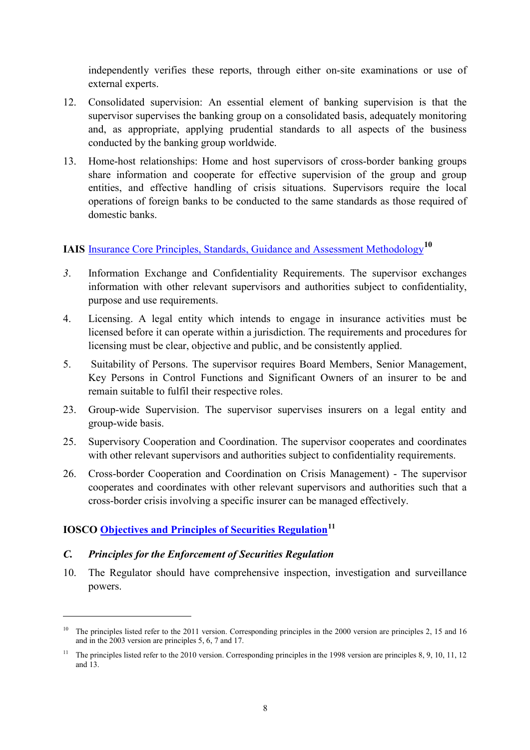independently verifies these reports, through either on-site examinations or use of external experts.

12. Consolidated supervision: An essential element of banking supervision is that the supervisor supervises the banking group on a consolidated basis, adequately monitoring and, as appropriate, applying prudential standards to all aspects of the business conducted by the banking group worldwide.

13. Home-host relationships: Home and host supervisors of cross-border banking groups share information and cooperate for effective supervision of the group and group entities, and effective handling of crisis situations. Supervisors require the local operations of foreign banks to be conducted to the same standards as those required of domestic banks.

**IAIS** Insurance Core Principles, Standards, Guidance and Assessment Methodology[10]

*3.* Information Exchange and Confidentiality Requirements. The supervisor exchanges information with other relevant supervisors and authorities subject to confidentiality, purpose and use requirements.

4. Licensing. A legal entity which intends to engage in insurance activities must be licensed before it can operate within a jurisdiction. The requirements and procedures for licensing must be clear, objective and public, and be consistently applied.

5. Suitability of Persons. The supervisor requires Board Members, Senior Management, Key Persons in Control Functions and Significant Owners of an insurer to be and remain suitable to fulfil their respective roles.

23. Group-wide Supervision. The supervisor supervises insurers on a legal entity and group-wide basis.

25. Supervisory Cooperation and Coordination. The supervisor cooperates and coordinates with other relevant supervisors and authorities subject to confidentiality requirements.

26. Cross-border Cooperation and Coordination on Crisis Management) - The supervisor cooperates and coordinates with other relevant supervisors and authorities such that a cross-border crisis involving a specific insurer can be managed effectively.

**IOSCO** **Objectives and Principles of Securities Regulation**[11]

***C. Principles for the Enforcement of Securities Regulation***

10. The Regulator should have comprehensive inspection, investigation and surveillance powers.

---

[10] The principles listed refer to the 2011 version. Corresponding principles in the 2000 version are principles 2, 15 and 16 and in the 2003 version are principles 5, 6, 7 and 17.

[11] The principles listed refer to the 2010 version. Corresponding principles in the 1998 version are principles 8, 9, 10, 11, 12 and 13.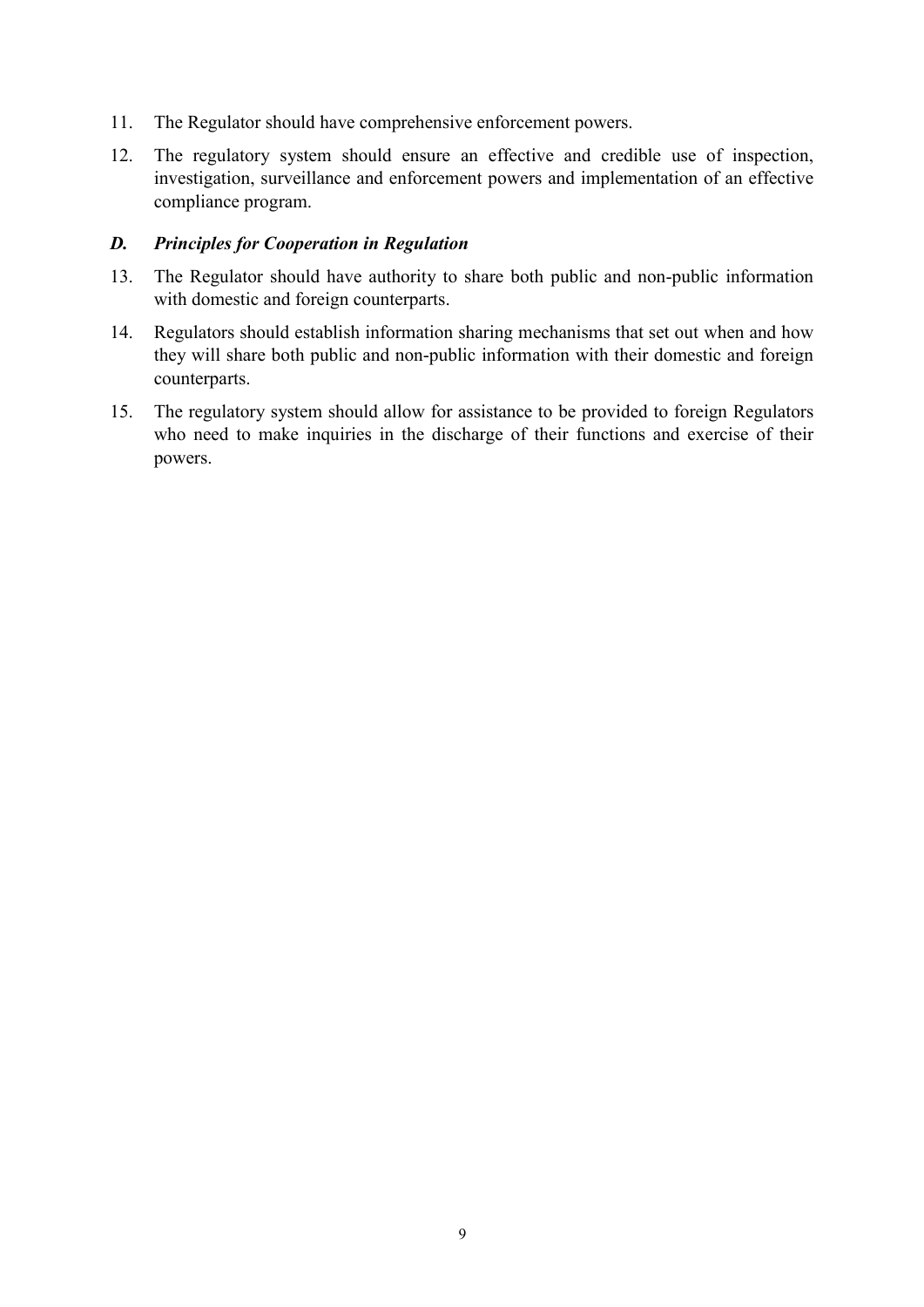11. The Regulator should have comprehensive enforcement powers.

12. The regulatory system should ensure an effective and credible use of inspection, investigation, surveillance and enforcement powers and implementation of an effective compliance program.

### *D. Principles for Cooperation in Regulation*

13. The Regulator should have authority to share both public and non-public information with domestic and foreign counterparts.

14. Regulators should establish information sharing mechanisms that set out when and how they will share both public and non-public information with their domestic and foreign counterparts.

15. The regulatory system should allow for assistance to be provided to foreign Regulators who need to make inquiries in the discharge of their functions and exercise of their powers.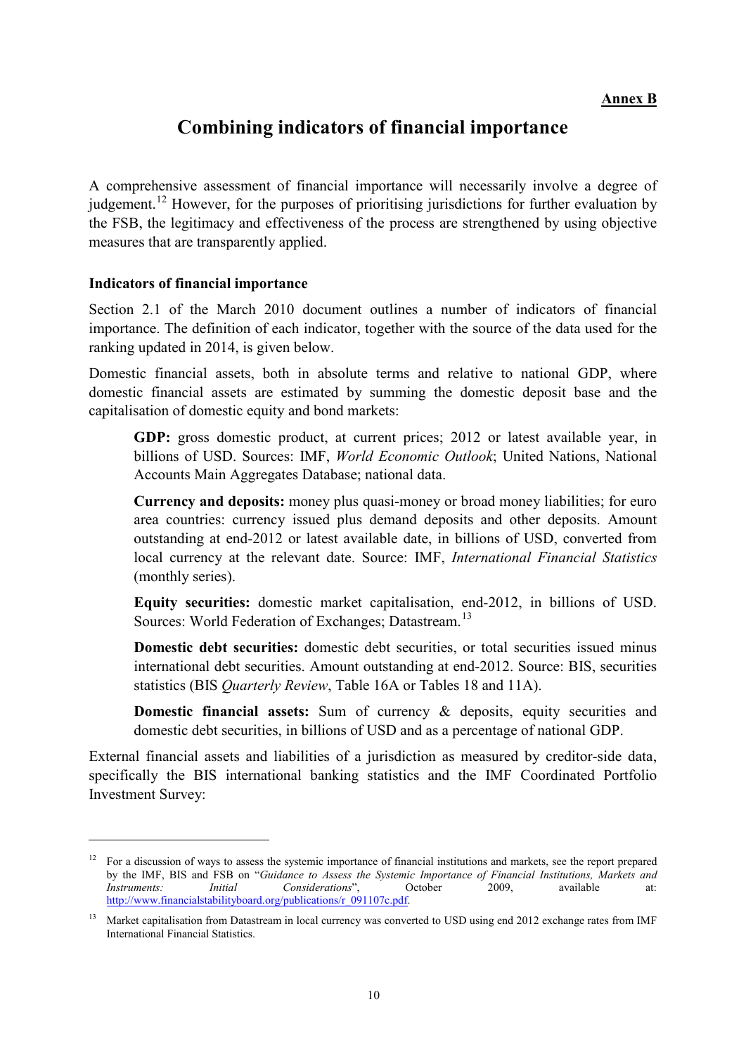**Annex B**

# Combining indicators of financial importance

A comprehensive assessment of financial importance will necessarily involve a degree of judgement.[12] However, for the purposes of prioritising jurisdictions for further evaluation by the FSB, the legitimacy and effectiveness of the process are strengthened by using objective measures that are transparently applied.

### Indicators of financial importance

Section 2.1 of the March 2010 document outlines a number of indicators of financial importance. The definition of each indicator, together with the source of the data used for the ranking updated in 2014, is given below.

Domestic financial assets, both in absolute terms and relative to national GDP, where domestic financial assets are estimated by summing the domestic deposit base and the capitalisation of domestic equity and bond markets:

> **GDP:** gross domestic product, at current prices; 2012 or latest available year, in billions of USD. Sources: IMF, *World Economic Outlook*; United Nations, National Accounts Main Aggregates Database; national data.
>
> **Currency and deposits:** money plus quasi-money or broad money liabilities; for euro area countries: currency issued plus demand deposits and other deposits. Amount outstanding at end-2012 or latest available date, in billions of USD, converted from local currency at the relevant date. Source: IMF, *International Financial Statistics* (monthly series).
>
> **Equity securities:** domestic market capitalisation, end-2012, in billions of USD. Sources: World Federation of Exchanges; Datastream.[13]
>
> **Domestic debt securities:** domestic debt securities, or total securities issued minus international debt securities. Amount outstanding at end-2012. Source: BIS, securities statistics (BIS *Quarterly Review*, Table 16A or Tables 18 and 11A).
>
> **Domestic financial assets:** Sum of currency & deposits, equity securities and domestic debt securities, in billions of USD and as a percentage of national GDP.

External financial assets and liabilities of a jurisdiction as measured by creditor-side data, specifically the BIS international banking statistics and the IMF Coordinated Portfolio Investment Survey:

---

[12] For a discussion of ways to assess the systemic importance of financial institutions and markets, see the report prepared by the IMF, BIS and FSB on "*Guidance to Assess the Systemic Importance of Financial Institutions, Markets and Instruments: Initial Considerations*", October 2009, available at: http://www.financialstabilityboard.org/publications/r_091107c.pdf.

[13] Market capitalisation from Datastream in local currency was converted to USD using end 2012 exchange rates from IMF International Financial Statistics.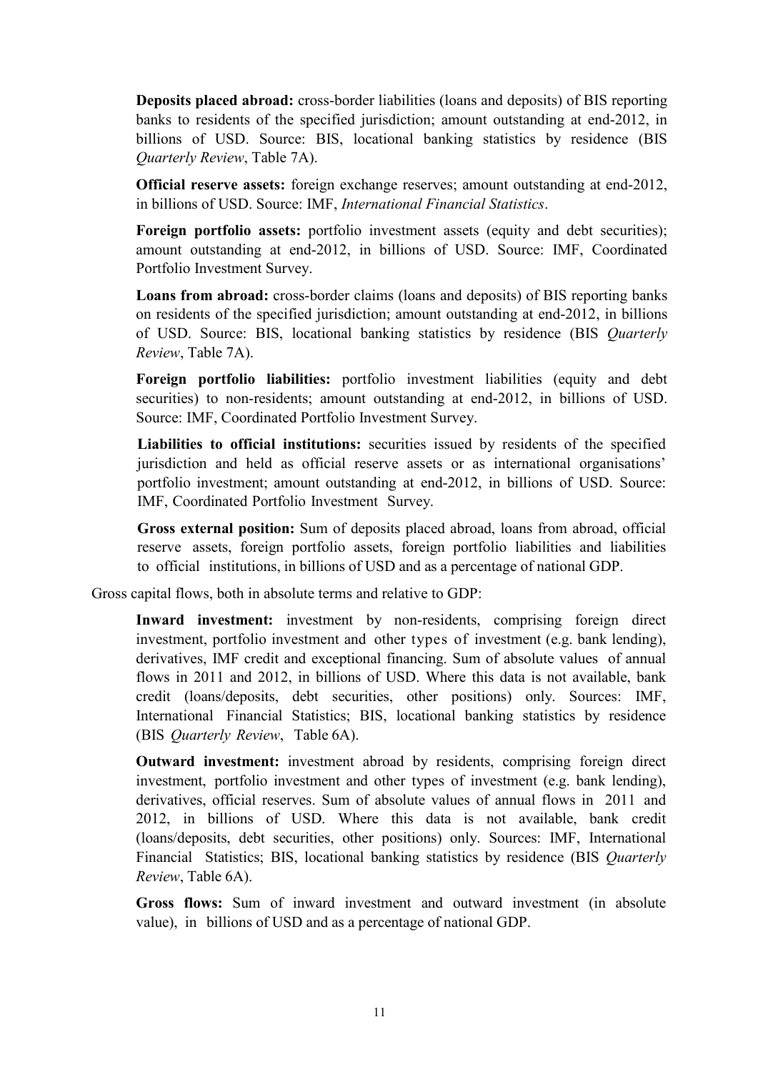**Deposits placed abroad:** cross-border liabilities (loans and deposits) of BIS reporting banks to residents of the specified jurisdiction; amount outstanding at end-2012, in billions of USD. Source: BIS, locational banking statistics by residence (BIS *Quarterly Review*, Table 7A).

**Official reserve assets:** foreign exchange reserves; amount outstanding at end-2012, in billions of USD. Source: IMF, *International Financial Statistics*.

**Foreign portfolio assets:** portfolio investment assets (equity and debt securities); amount outstanding at end-2012, in billions of USD. Source: IMF, Coordinated Portfolio Investment Survey.

**Loans from abroad:** cross-border claims (loans and deposits) of BIS reporting banks on residents of the specified jurisdiction; amount outstanding at end-2012, in billions of USD. Source: BIS, locational banking statistics by residence (BIS *Quarterly Review*, Table 7A).

**Foreign portfolio liabilities:** portfolio investment liabilities (equity and debt securities) to non-residents; amount outstanding at end-2012, in billions of USD. Source: IMF, Coordinated Portfolio Investment Survey.

**Liabilities to official institutions:** securities issued by residents of the specified jurisdiction and held as official reserve assets or as international organisations' portfolio investment; amount outstanding at end-2012, in billions of USD. Source: IMF, Coordinated Portfolio Investment Survey.

**Gross external position:** Sum of deposits placed abroad, loans from abroad, official reserve assets, foreign portfolio assets, foreign portfolio liabilities and liabilities to official institutions, in billions of USD and as a percentage of national GDP.

Gross capital flows, both in absolute terms and relative to GDP:

**Inward investment:** investment by non-residents, comprising foreign direct investment, portfolio investment and other types of investment (e.g. bank lending), derivatives, IMF credit and exceptional financing. Sum of absolute values of annual flows in 2011 and 2012, in billions of USD. Where this data is not available, bank credit (loans/deposits, debt securities, other positions) only. Sources: IMF, International Financial Statistics; BIS, locational banking statistics by residence (BIS *Quarterly Review*, Table 6A).

**Outward investment:** investment abroad by residents, comprising foreign direct investment, portfolio investment and other types of investment (e.g. bank lending), derivatives, official reserves. Sum of absolute values of annual flows in 2011 and 2012, in billions of USD. Where this data is not available, bank credit (loans/deposits, debt securities, other positions) only. Sources: IMF, International Financial Statistics; BIS, locational banking statistics by residence (BIS *Quarterly Review*, Table 6A).

**Gross flows:** Sum of inward investment and outward investment (in absolute value), in billions of USD and as a percentage of national GDP.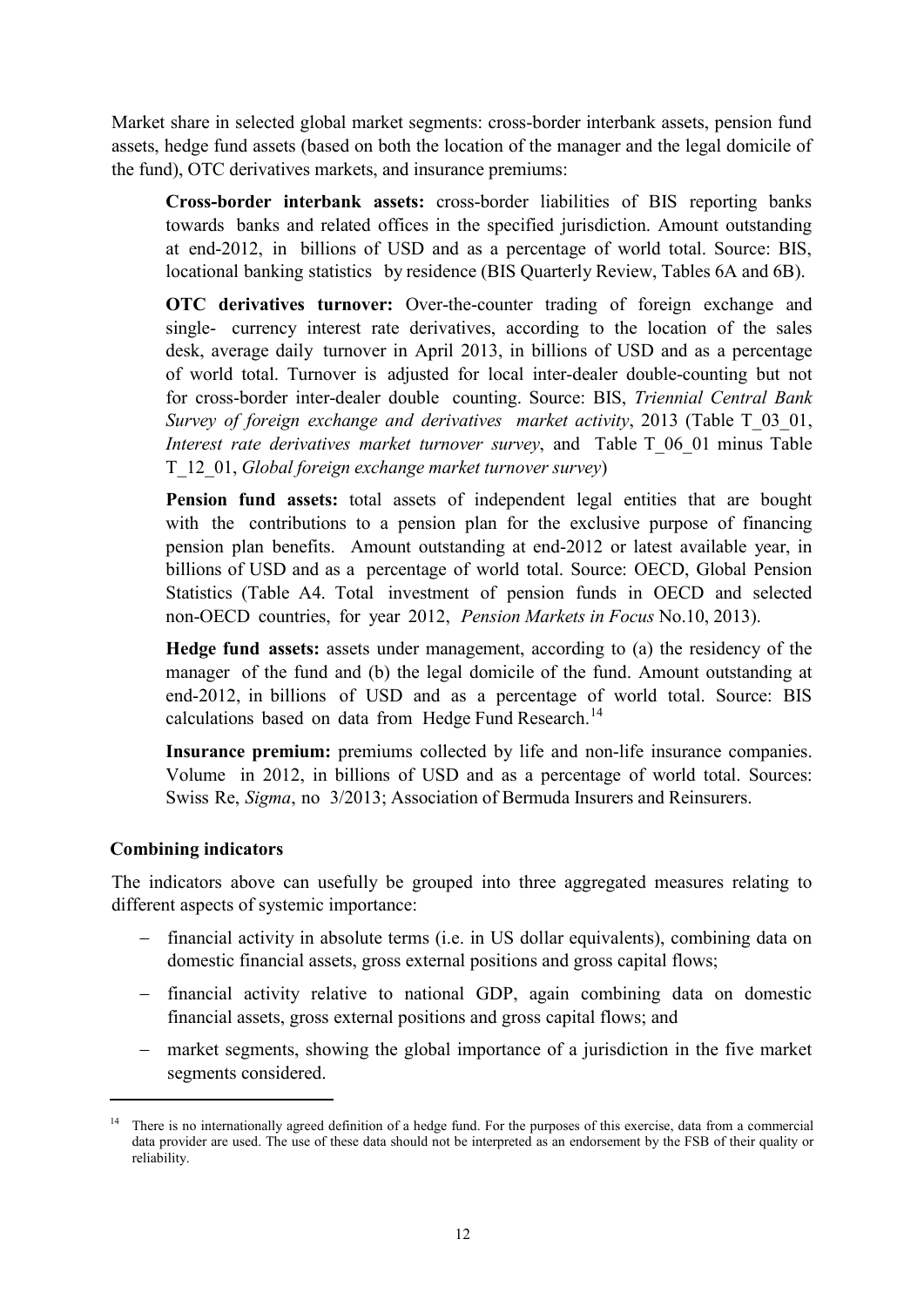Market share in selected global market segments: cross-border interbank assets, pension fund assets, hedge fund assets (based on both the location of the manager and the legal domicile of the fund), OTC derivatives markets, and insurance premiums:

> **Cross-border interbank assets:** cross-border liabilities of BIS reporting banks towards banks and related offices in the specified jurisdiction. Amount outstanding at end-2012, in billions of USD and as a percentage of world total. Source: BIS, locational banking statistics by residence (BIS Quarterly Review, Tables 6A and 6B).
>
> **OTC derivatives turnover:** Over-the-counter trading of foreign exchange and single- currency interest rate derivatives, according to the location of the sales desk, average daily turnover in April 2013, in billions of USD and as a percentage of world total. Turnover is adjusted for local inter-dealer double-counting but not for cross-border inter-dealer double counting. Source: BIS, *Triennial Central Bank Survey of foreign exchange and derivatives market activity*, 2013 (Table T_03_01, *Interest rate derivatives market turnover survey*, and Table T_06_01 minus Table T_12_01, *Global foreign exchange market turnover survey*)
>
> **Pension fund assets:** total assets of independent legal entities that are bought with the contributions to a pension plan for the exclusive purpose of financing pension plan benefits. Amount outstanding at end-2012 or latest available year, in billions of USD and as a percentage of world total. Source: OECD, Global Pension Statistics (Table A4. Total investment of pension funds in OECD and selected non-OECD countries, for year 2012, *Pension Markets in Focus* No.10, 2013).
>
> **Hedge fund assets:** assets under management, according to (a) the residency of the manager of the fund and (b) the legal domicile of the fund. Amount outstanding at end-2012, in billions of USD and as a percentage of world total. Source: BIS calculations based on data from Hedge Fund Research.[14]
>
> **Insurance premium:** premiums collected by life and non-life insurance companies. Volume in 2012, in billions of USD and as a percentage of world total. Sources: Swiss Re, *Sigma*, no 3/2013; Association of Bermuda Insurers and Reinsurers.

**Combining indicators**

The indicators above can usefully be grouped into three aggregated measures relating to different aspects of systemic importance:

- financial activity in absolute terms (i.e. in US dollar equivalents), combining data on domestic financial assets, gross external positions and gross capital flows;
- financial activity relative to national GDP, again combining data on domestic financial assets, gross external positions and gross capital flows; and
- market segments, showing the global importance of a jurisdiction in the five market segments considered.

---

[14] There is no internationally agreed definition of a hedge fund. For the purposes of this exercise, data from a commercial data provider are used. The use of these data should not be interpreted as an endorsement by the FSB of their quality or reliability.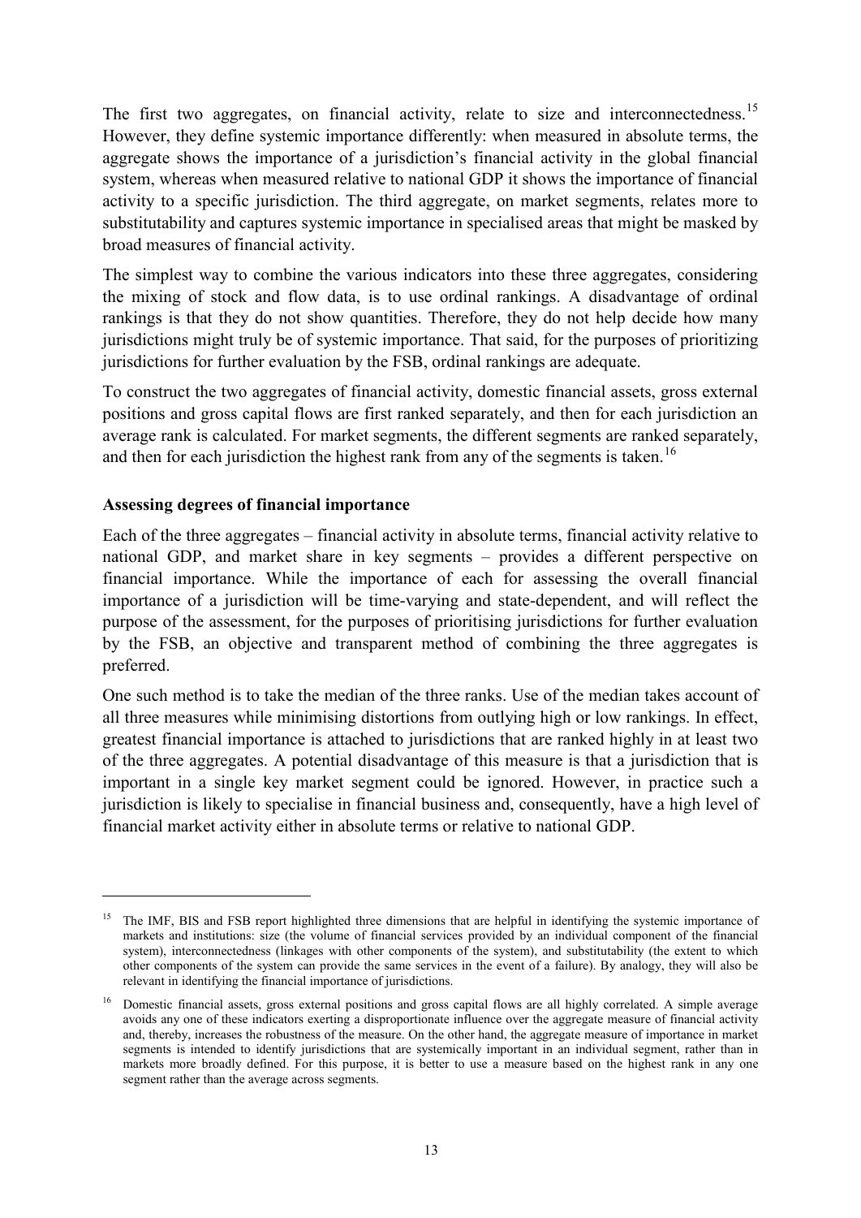The first two aggregates, on financial activity, relate to size and interconnectedness.[15] However, they define systemic importance differently: when measured in absolute terms, the aggregate shows the importance of a jurisdiction's financial activity in the global financial system, whereas when measured relative to national GDP it shows the importance of financial activity to a specific jurisdiction. The third aggregate, on market segments, relates more to substitutability and captures systemic importance in specialised areas that might be masked by broad measures of financial activity.

The simplest way to combine the various indicators into these three aggregates, considering the mixing of stock and flow data, is to use ordinal rankings. A disadvantage of ordinal rankings is that they do not show quantities. Therefore, they do not help decide how many jurisdictions might truly be of systemic importance. That said, for the purposes of prioritizing jurisdictions for further evaluation by the FSB, ordinal rankings are adequate.

To construct the two aggregates of financial activity, domestic financial assets, gross external positions and gross capital flows are first ranked separately, and then for each jurisdiction an average rank is calculated. For market segments, the different segments are ranked separately, and then for each jurisdiction the highest rank from any of the segments is taken.[16]

**Assessing degrees of financial importance**

Each of the three aggregates – financial activity in absolute terms, financial activity relative to national GDP, and market share in key segments – provides a different perspective on financial importance. While the importance of each for assessing the overall financial importance of a jurisdiction will be time-varying and state-dependent, and will reflect the purpose of the assessment, for the purposes of prioritising jurisdictions for further evaluation by the FSB, an objective and transparent method of combining the three aggregates is preferred.

One such method is to take the median of the three ranks. Use of the median takes account of all three measures while minimising distortions from outlying high or low rankings. In effect, greatest financial importance is attached to jurisdictions that are ranked highly in at least two of the three aggregates. A potential disadvantage of this measure is that a jurisdiction that is important in a single key market segment could be ignored. However, in practice such a jurisdiction is likely to specialise in financial business and, consequently, have a high level of financial market activity either in absolute terms or relative to national GDP.

---

[15] The IMF, BIS and FSB report highlighted three dimensions that are helpful in identifying the systemic importance of markets and institutions: size (the volume of financial services provided by an individual component of the financial system), interconnectedness (linkages with other components of the system), and substitutability (the extent to which other components of the system can provide the same services in the event of a failure). By analogy, they will also be relevant in identifying the financial importance of jurisdictions.

[16] Domestic financial assets, gross external positions and gross capital flows are all highly correlated. A simple average avoids any one of these indicators exerting a disproportionate influence over the aggregate measure of financial activity and, thereby, increases the robustness of the measure. On the other hand, the aggregate measure of importance in market segments is intended to identify jurisdictions that are systemically important in an individual segment, rather than in markets more broadly defined. For this purpose, it is better to use a measure based on the highest rank in any one segment rather than the average across segments.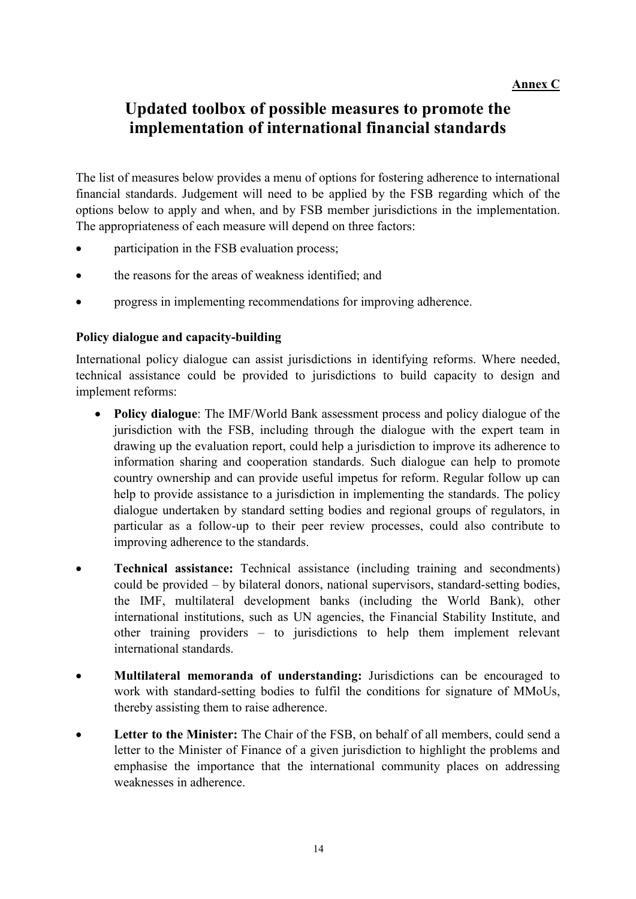**Annex C**

# Updated toolbox of possible measures to promote the implementation of international financial standards

The list of measures below provides a menu of options for fostering adherence to international financial standards. Judgement will need to be applied by the FSB regarding which of the options below to apply and when, and by FSB member jurisdictions in the implementation. The appropriateness of each measure will depend on three factors:

- participation in the FSB evaluation process;
- the reasons for the areas of weakness identified; and
- progress in implementing recommendations for improving adherence.

### Policy dialogue and capacity-building

International policy dialogue can assist jurisdictions in identifying reforms. Where needed, technical assistance could be provided to jurisdictions to build capacity to design and implement reforms:

- **Policy dialogue**: The IMF/World Bank assessment process and policy dialogue of the jurisdiction with the FSB, including through the dialogue with the expert team in drawing up the evaluation report, could help a jurisdiction to improve its adherence to information sharing and cooperation standards. Such dialogue can help to promote country ownership and can provide useful impetus for reform. Regular follow up can help to provide assistance to a jurisdiction in implementing the standards. The policy dialogue undertaken by standard setting bodies and regional groups of regulators, in particular as a follow-up to their peer review processes, could also contribute to improving adherence to the standards.
- **Technical assistance:** Technical assistance (including training and secondments) could be provided – by bilateral donors, national supervisors, standard-setting bodies, the IMF, multilateral development banks (including the World Bank), other international institutions, such as UN agencies, the Financial Stability Institute, and other training providers – to jurisdictions to help them implement relevant international standards.
- **Multilateral memoranda of understanding:** Jurisdictions can be encouraged to work with standard-setting bodies to fulfil the conditions for signature of MMoUs, thereby assisting them to raise adherence.
- **Letter to the Minister:** The Chair of the FSB, on behalf of all members, could send a letter to the Minister of Finance of a given jurisdiction to highlight the problems and emphasise the importance that the international community places on addressing weaknesses in adherence.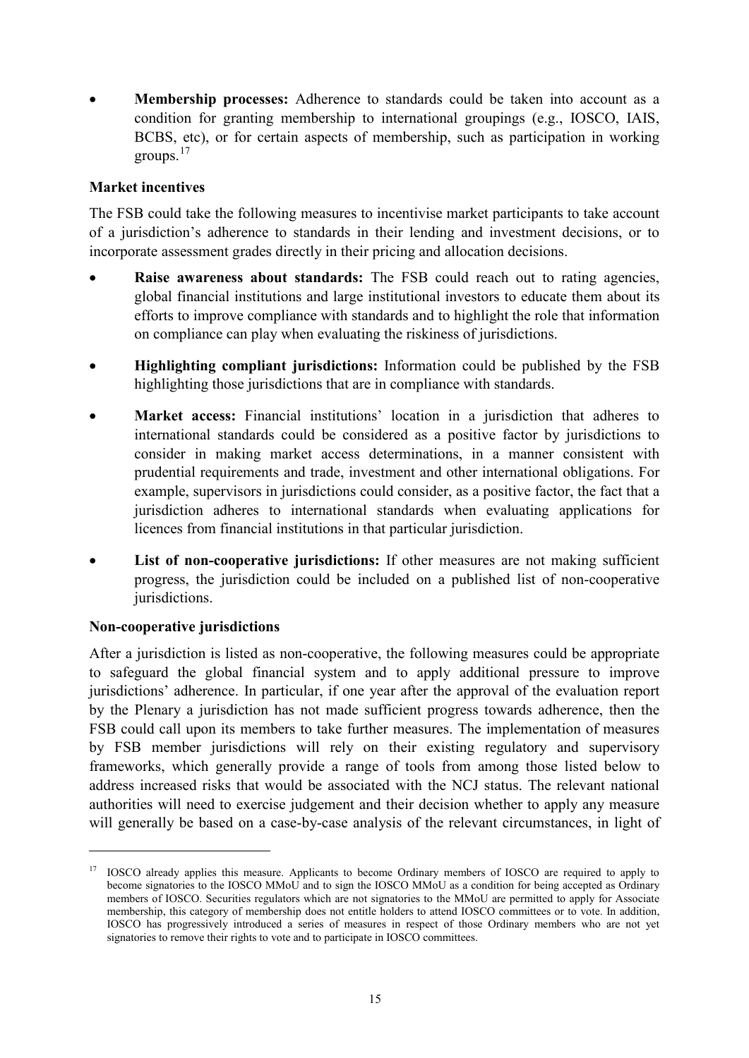- **Membership processes:** Adherence to standards could be taken into account as a condition for granting membership to international groupings (e.g., IOSCO, IAIS, BCBS, etc), or for certain aspects of membership, such as participation in working groups.[17]

**Market incentives**

The FSB could take the following measures to incentivise market participants to take account of a jurisdiction's adherence to standards in their lending and investment decisions, or to incorporate assessment grades directly in their pricing and allocation decisions.

- **Raise awareness about standards:** The FSB could reach out to rating agencies, global financial institutions and large institutional investors to educate them about its efforts to improve compliance with standards and to highlight the role that information on compliance can play when evaluating the riskiness of jurisdictions.
- **Highlighting compliant jurisdictions:** Information could be published by the FSB highlighting those jurisdictions that are in compliance with standards.
- **Market access:** Financial institutions' location in a jurisdiction that adheres to international standards could be considered as a positive factor by jurisdictions to consider in making market access determinations, in a manner consistent with prudential requirements and trade, investment and other international obligations. For example, supervisors in jurisdictions could consider, as a positive factor, the fact that a jurisdiction adheres to international standards when evaluating applications for licences from financial institutions in that particular jurisdiction.
- **List of non-cooperative jurisdictions:** If other measures are not making sufficient progress, the jurisdiction could be included on a published list of non-cooperative jurisdictions.

**Non-cooperative jurisdictions**

After a jurisdiction is listed as non-cooperative, the following measures could be appropriate to safeguard the global financial system and to apply additional pressure to improve jurisdictions' adherence. In particular, if one year after the approval of the evaluation report by the Plenary a jurisdiction has not made sufficient progress towards adherence, then the FSB could call upon its members to take further measures. The implementation of measures by FSB member jurisdictions will rely on their existing regulatory and supervisory frameworks, which generally provide a range of tools from among those listed below to address increased risks that would be associated with the NCJ status. The relevant national authorities will need to exercise judgement and their decision whether to apply any measure will generally be based on a case-by-case analysis of the relevant circumstances, in light of

[17] IOSCO already applies this measure. Applicants to become Ordinary members of IOSCO are required to apply to become signatories to the IOSCO MMoU and to sign the IOSCO MMoU as a condition for being accepted as Ordinary members of IOSCO. Securities regulators which are not signatories to the MMoU are permitted to apply for Associate membership, this category of membership does not entitle holders to attend IOSCO committees or to vote. In addition, IOSCO has progressively introduced a series of measures in respect of those Ordinary members who are not yet signatories to remove their rights to vote and to participate in IOSCO committees.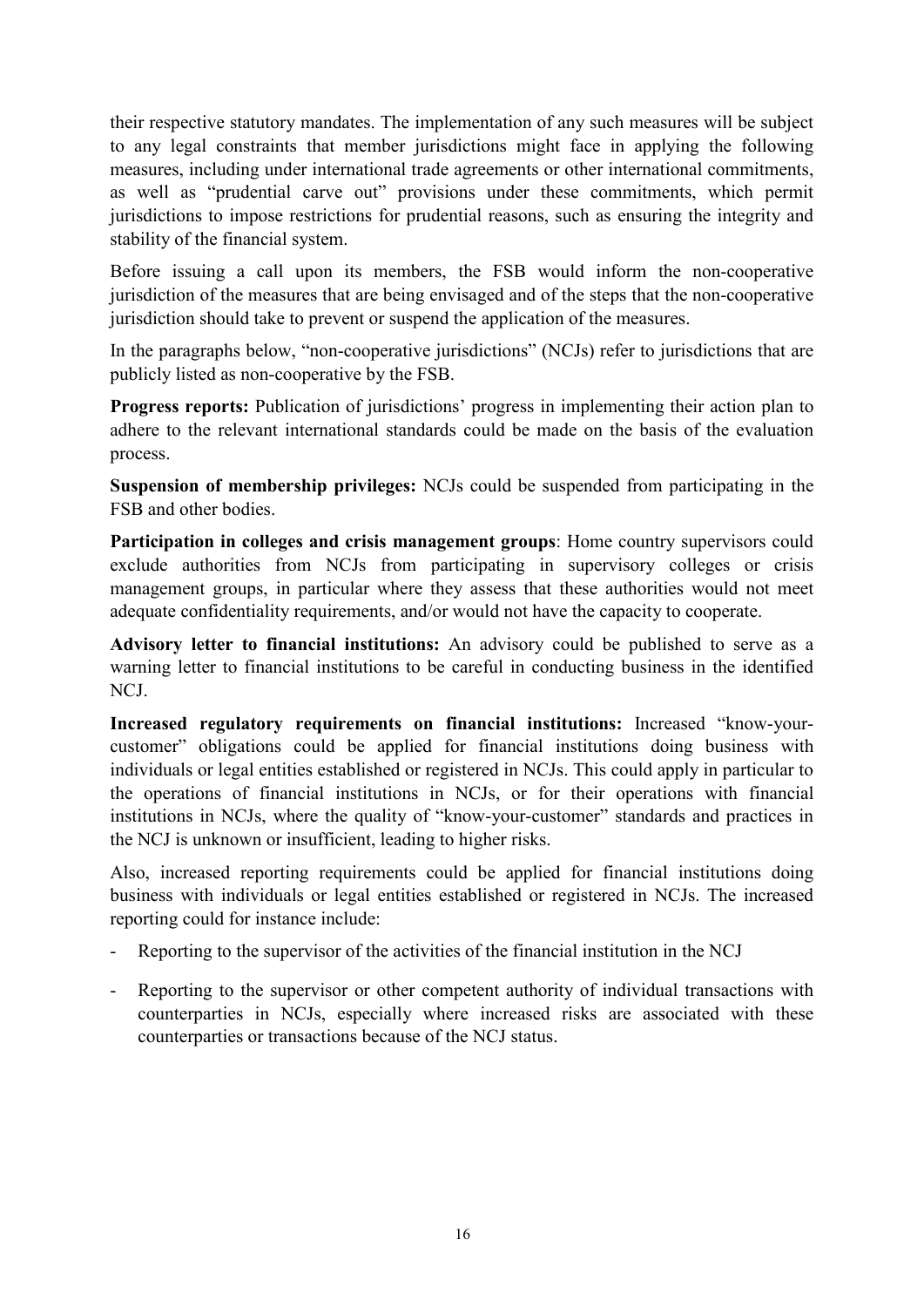their respective statutory mandates. The implementation of any such measures will be subject to any legal constraints that member jurisdictions might face in applying the following measures, including under international trade agreements or other international commitments, as well as "prudential carve out" provisions under these commitments, which permit jurisdictions to impose restrictions for prudential reasons, such as ensuring the integrity and stability of the financial system.

Before issuing a call upon its members, the FSB would inform the non-cooperative jurisdiction of the measures that are being envisaged and of the steps that the non-cooperative jurisdiction should take to prevent or suspend the application of the measures.

In the paragraphs below, "non-cooperative jurisdictions" (NCJs) refer to jurisdictions that are publicly listed as non-cooperative by the FSB.

**Progress reports:** Publication of jurisdictions' progress in implementing their action plan to adhere to the relevant international standards could be made on the basis of the evaluation process.

**Suspension of membership privileges:** NCJs could be suspended from participating in the FSB and other bodies.

**Participation in colleges and crisis management groups**: Home country supervisors could exclude authorities from NCJs from participating in supervisory colleges or crisis management groups, in particular where they assess that these authorities would not meet adequate confidentiality requirements, and/or would not have the capacity to cooperate.

**Advisory letter to financial institutions:** An advisory could be published to serve as a warning letter to financial institutions to be careful in conducting business in the identified NCJ.

**Increased regulatory requirements on financial institutions:** Increased "know-your-customer" obligations could be applied for financial institutions doing business with individuals or legal entities established or registered in NCJs. This could apply in particular to the operations of financial institutions in NCJs, or for their operations with financial institutions in NCJs, where the quality of "know-your-customer" standards and practices in the NCJ is unknown or insufficient, leading to higher risks.

Also, increased reporting requirements could be applied for financial institutions doing business with individuals or legal entities established or registered in NCJs. The increased reporting could for instance include:

- Reporting to the supervisor of the activities of the financial institution in the NCJ
- Reporting to the supervisor or other competent authority of individual transactions with counterparties in NCJs, especially where increased risks are associated with these counterparties or transactions because of the NCJ status.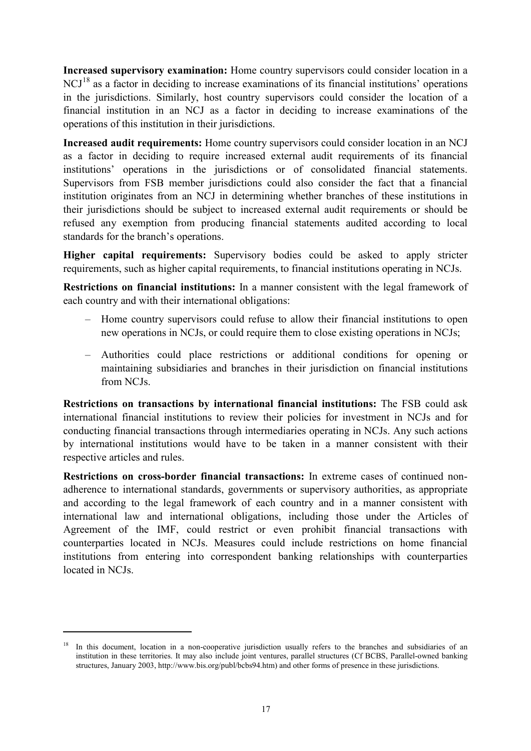**Increased supervisory examination:** Home country supervisors could consider location in a NCJ[18] as a factor in deciding to increase examinations of its financial institutions' operations in the jurisdictions. Similarly, host country supervisors could consider the location of a financial institution in an NCJ as a factor in deciding to increase examinations of the operations of this institution in their jurisdictions.

**Increased audit requirements:** Home country supervisors could consider location in an NCJ as a factor in deciding to require increased external audit requirements of its financial institutions' operations in the jurisdictions or of consolidated financial statements. Supervisors from FSB member jurisdictions could also consider the fact that a financial institution originates from an NCJ in determining whether branches of these institutions in their jurisdictions should be subject to increased external audit requirements or should be refused any exemption from producing financial statements audited according to local standards for the branch's operations.

**Higher capital requirements:** Supervisory bodies could be asked to apply stricter requirements, such as higher capital requirements, to financial institutions operating in NCJs.

**Restrictions on financial institutions:** In a manner consistent with the legal framework of each country and with their international obligations:

- Home country supervisors could refuse to allow their financial institutions to open new operations in NCJs, or could require them to close existing operations in NCJs;
- Authorities could place restrictions or additional conditions for opening or maintaining subsidiaries and branches in their jurisdiction on financial institutions from NCJs.

**Restrictions on transactions by international financial institutions:** The FSB could ask international financial institutions to review their policies for investment in NCJs and for conducting financial transactions through intermediaries operating in NCJs. Any such actions by international institutions would have to be taken in a manner consistent with their respective articles and rules.

**Restrictions on cross-border financial transactions:** In extreme cases of continued non-adherence to international standards, governments or supervisory authorities, as appropriate and according to the legal framework of each country and in a manner consistent with international law and international obligations, including those under the Articles of Agreement of the IMF, could restrict or even prohibit financial transactions with counterparties located in NCJs. Measures could include restrictions on home financial institutions from entering into correspondent banking relationships with counterparties located in NCJs.

---

[18] In this document, location in a non-cooperative jurisdiction usually refers to the branches and subsidiaries of an institution in these territories. It may also include joint ventures, parallel structures (Cf BCBS, Parallel-owned banking structures, January 2003, http://www.bis.org/publ/bcbs94.htm) and other forms of presence in these jurisdictions.